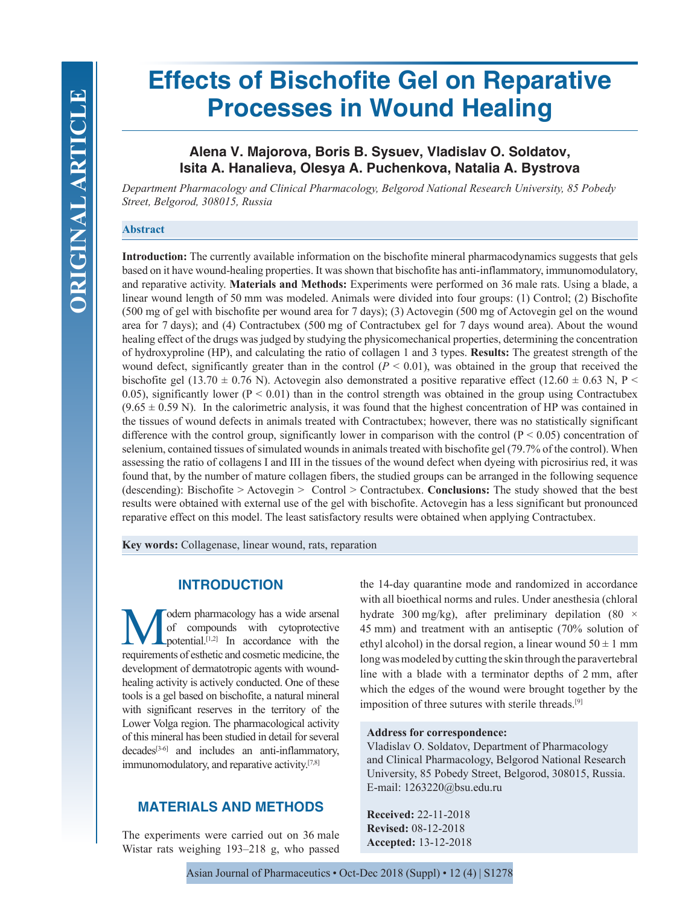# Effects of Bischofite Gel on Reparative Processes in Wound Healing

**Alena V. Majorova, Boris B. Sysuev, Vladislav O. Soldatov, Isita A. Hanalieva, Olesya A. Puchenkova, Natalia A. Bystrova**

*Department Pharmacology and Clinical Pharmacology, Belgorod National Research University, 85 Pobedy Street, Belgorod, 308015, Russia*

## Abstract

**Introduction:** The currently available information on the bischofite mineral pharmacodynamics suggests that gels based on it have wound-healing properties. It was shown that bischofite has anti-inflammatory, immunomodulatory, and reparative activity. **Materials and Methods:** Experiments were performed on 36 male rats. Using a blade, a linear wound length of 50 mm was modeled. Animals were divided into four groups: (1) Control; (2) Bischofite (500 mg of gel with bischofite per wound area for 7 days); (3) Actovegin (500 mg of Actovegin gel on the wound area for 7 days); and (4) Contractubex (500 mg of Contractubex gel for 7 days wound area). About the wound healing effect of the drugs was judged by studying the physicomechanical properties, determining the concentration of hydroxyproline (HP), and calculating the ratio of collagen 1 and 3 types. **Results:** The greatest strength of the wound defect, significantly greater than in the control ($P < 0.01$), was obtained in the group that received the bischofite gel (13.70 ± 0.76 N). Actovegin also demonstrated a positive reparative effect (12.60 ± 0.63 N, $P < 0.05$), significantly lower ($P < 0.01$) than in the control strength was obtained in the group using Contractubex (9.65 ± 0.59 N). In the calorimetric analysis, it was found that the highest concentration of HP was contained in the tissues of wound defects in animals treated with Contractubex; however, there was no statistically significant difference with the control group, significantly lower in comparison with the control ($P < 0.05$) concentration of selenium, contained tissues of simulated wounds in animals treated with bischofite gel (79.7% of the control). When assessing the ratio of collagens I and III in the tissues of the wound defect when dyeing with picrosirius red, it was found that, by the number of mature collagen fibers, the studied groups can be arranged in the following sequence (descending): Bischofite > Actovegin > Control > Contractubex. **Conclusions:** The study showed that the best results were obtained with external use of the gel with bischofite. Actovegin has a less significant but pronounced reparative effect on this model. The least satisfactory results were obtained when applying Contractubex.

**Key words:** Collagenase, linear wound, rats, reparation

## INTRODUCTION

Modern pharmacology has a wide arsenal of compounds with cytoprotective potential.[1,2] In accordance with the requirements of esthetic and cosmetic medicine, the development of dermatotropic agents with wound-healing activity is actively conducted. One of these tools is a gel based on bischofite, a natural mineral with significant reserves in the territory of the Lower Volga region. The pharmacological activity of this mineral has been studied in detail for several decades[3-6] and includes an anti-inflammatory, immunomodulatory, and reparative activity.[7,8]

## MATERIALS AND METHODS

The experiments were carried out on 36 male Wistar rats weighing 193–218 g, who passed the 14-day quarantine mode and randomized in accordance with all bioethical norms and rules. Under anesthesia (chloral hydrate 300 mg/kg), after preliminary depilation (80 × 45 mm) and treatment with an antiseptic (70% solution of ethyl alcohol) in the dorsal region, a linear wound 50 ± 1 mm long was modeled by cutting the skin through the paravertebral line with a blade with a terminator depths of 2 mm, after which the edges of the wound were brought together by the imposition of three sutures with sterile threads.[9]

**Address for correspondence:**
Vladislav O. Soldatov, Department of Pharmacology and Clinical Pharmacology, Belgorod National Research University, 85 Pobedy Street, Belgorod, 308015, Russia.
E-mail: 1263220@bsu.edu.ru

**Received:** 22-11-2018
**Revised:** 08-12-2018
**Accepted:** 13-12-2018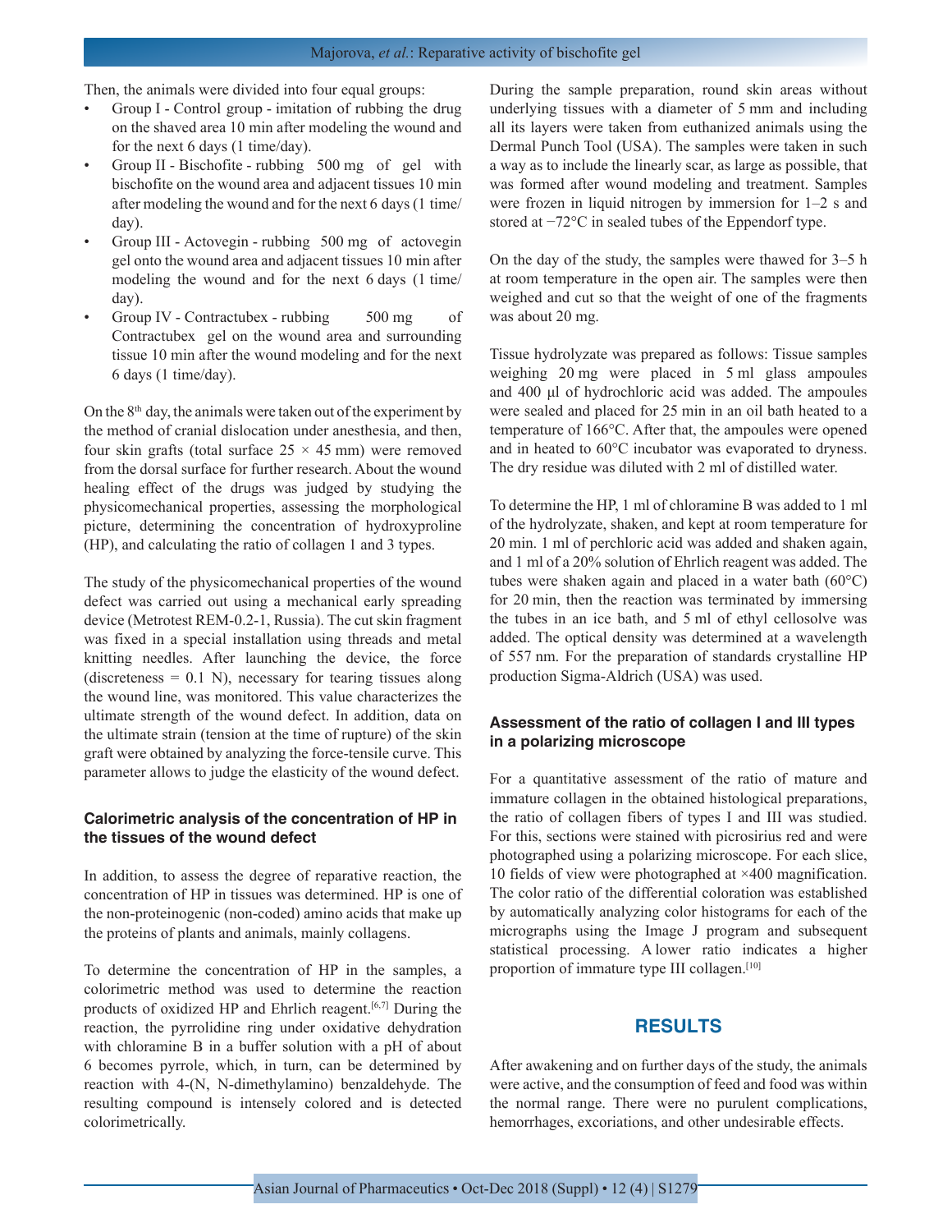Then, the animals were divided into four equal groups:

- Group I - Control group - imitation of rubbing the drug on the shaved area 10 min after modeling the wound and for the next 6 days (1 time/day).
- Group II - Bischofite - rubbing 500 mg of gel with bischofite on the wound area and adjacent tissues 10 min after modeling the wound and for the next 6 days (1 time/day).
- Group III - Actovegin - rubbing 500 mg of actovegin gel onto the wound area and adjacent tissues 10 min after modeling the wound and for the next 6 days (1 time/day).
- Group IV - Contractubex - rubbing 500 mg of Contractubex gel on the wound area and surrounding tissue 10 min after the wound modeling and for the next 6 days (1 time/day).

On the 8th day, the animals were taken out of the experiment by the method of cranial dislocation under anesthesia, and then, four skin grafts (total surface 25 × 45 mm) were removed from the dorsal surface for further research. About the wound healing effect of the drugs was judged by studying the physicomechanical properties, assessing the morphological picture, determining the concentration of hydroxyproline (HP), and calculating the ratio of collagen 1 and 3 types.

The study of the physicomechanical properties of the wound defect was carried out using a mechanical early spreading device (Metrotest REM-0.2-1, Russia). The cut skin fragment was fixed in a special installation using threads and metal knitting needles. After launching the device, the force (discreteness = 0.1 N), necessary for tearing tissues along the wound line, was monitored. This value characterizes the ultimate strength of the wound defect. In addition, data on the ultimate strain (tension at the time of rupture) of the skin graft were obtained by analyzing the force-tensile curve. This parameter allows to judge the elasticity of the wound defect.

### Calorimetric analysis of the concentration of HP in the tissues of the wound defect

In addition, to assess the degree of reparative reaction, the concentration of HP in tissues was determined. HP is one of the non-proteinogenic (non-coded) amino acids that make up the proteins of plants and animals, mainly collagens.

To determine the concentration of HP in the samples, a colorimetric method was used to determine the reaction products of oxidized HP and Ehrlich reagent.[6,7] During the reaction, the pyrrolidine ring under oxidative dehydration with chloramine B in a buffer solution with a pH of about 6 becomes pyrrole, which, in turn, can be determined by reaction with 4-(N, N-dimethylamino) benzaldehyde. The resulting compound is intensely colored and is detected colorimetrically.

During the sample preparation, round skin areas without underlying tissues with a diameter of 5 mm and including all its layers were taken from euthanized animals using the Dermal Punch Tool (USA). The samples were taken in such a way as to include the linearly scar, as large as possible, that was formed after wound modeling and treatment. Samples were frozen in liquid nitrogen by immersion for 1–2 s and stored at −72°C in sealed tubes of the Eppendorf type.

On the day of the study, the samples were thawed for 3–5 h at room temperature in the open air. The samples were then weighed and cut so that the weight of one of the fragments was about 20 mg.

Tissue hydrolyzate was prepared as follows: Tissue samples weighing 20 mg were placed in 5 ml glass ampoules and 400 μl of hydrochloric acid was added. The ampoules were sealed and placed for 25 min in an oil bath heated to a temperature of 166°C. After that, the ampoules were opened and in heated to 60°C incubator was evaporated to dryness. The dry residue was diluted with 2 ml of distilled water.

To determine the HP, 1 ml of chloramine B was added to 1 ml of the hydrolyzate, shaken, and kept at room temperature for 20 min. 1 ml of perchloric acid was added and shaken again, and 1 ml of a 20% solution of Ehrlich reagent was added. The tubes were shaken again and placed in a water bath (60°C) for 20 min, then the reaction was terminated by immersing the tubes in an ice bath, and 5 ml of ethyl cellosolve was added. The optical density was determined at a wavelength of 557 nm. For the preparation of standards crystalline HP production Sigma-Aldrich (USA) was used.

### Assessment of the ratio of collagen I and III types in a polarizing microscope

For a quantitative assessment of the ratio of mature and immature collagen in the obtained histological preparations, the ratio of collagen fibers of types I and III was studied. For this, sections were stained with picrosirius red and were photographed using a polarizing microscope. For each slice, 10 fields of view were photographed at ×400 magnification. The color ratio of the differential coloration was established by automatically analyzing color histograms for each of the micrographs using the Image J program and subsequent statistical processing. A lower ratio indicates a higher proportion of immature type III collagen.[10]

## RESULTS

After awakening and on further days of the study, the animals were active, and the consumption of feed and food was within the normal range. There were no purulent complications, hemorrhages, excoriations, and other undesirable effects.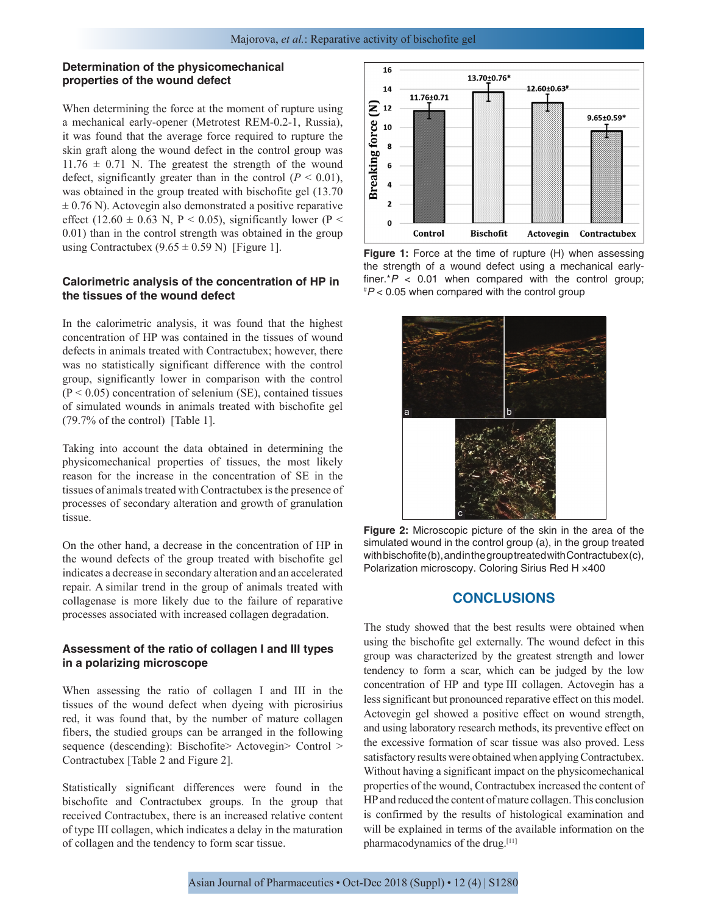### Determination of the physicomechanical properties of the wound defect

When determining the force at the moment of rupture using a mechanical early-opener (Metrotest REM-0.2-1, Russia), it was found that the average force required to rupture the skin graft along the wound defect in the control group was 11.76 ± 0.71 N. The greatest the strength of the wound defect, significantly greater than in the control ($P < 0.01$), was obtained in the group treated with bischofite gel (13.70 ± 0.76 N). Actovegin also demonstrated a positive reparative effect (12.60 ± 0.63 N, P < 0.05), significantly lower (P < 0.01) than in the control strength was obtained in the group using Contractubex (9.65 ± 0.59 N) [Figure 1].

### Calorimetric analysis of the concentration of HP in the tissues of the wound defect

In the calorimetric analysis, it was found that the highest concentration of HP was contained in the tissues of wound defects in animals treated with Contractubex; however, there was no statistically significant difference with the control group, significantly lower in comparison with the control (P < 0.05) concentration of selenium (SE), contained tissues of simulated wounds in animals treated with bischofite gel (79.7% of the control) [Table 1].

Taking into account the data obtained in determining the physicomechanical properties of tissues, the most likely reason for the increase in the concentration of SE in the tissues of animals treated with Contractubex is the presence of processes of secondary alteration and growth of granulation tissue.

On the other hand, a decrease in the concentration of HP in the wound defects of the group treated with bischofite gel indicates a decrease in secondary alteration and an accelerated repair. A similar trend in the group of animals treated with collagenase is more likely due to the failure of reparative processes associated with increased collagen degradation.

### Assessment of the ratio of collagen I and III types in a polarizing microscope

When assessing the ratio of collagen I and III in the tissues of the wound defect when dyeing with picrosirius red, it was found that, by the number of mature collagen fibers, the studied groups can be arranged in the following sequence (descending): Bischofite> Actovegin> Control > Contractubex [Table 2 and Figure 2].

Statistically significant differences were found in the bischofite and Contractubex groups. In the group that received Contractubex, there is an increased relative content of type III collagen, which indicates a delay in the maturation of collagen and the tendency to form scar tissue.

Breaking force (N)
16
14
12
10
8
6
4
2
0
11.76±0.71
13.70±0.76*
12.60±0.63#
9.65±0.59*
Control
Bischofit
Actovegin
Contractubex

**Figure 1:** Force at the time of rupture (H) when assessing the strength of a wound defect using a mechanical early-finer.*$P$ < 0.01 when compared with the control group; #$P$ < 0.05 when compared with the control group

a
b
c

**Figure 2:** Microscopic picture of the skin in the area of the simulated wound in the control group (a), in the group treated with bischofite (b), and in the group treated with Contractubex (c), Polarization microscopy. Coloring Sirius Red H ×400

## CONCLUSIONS

The study showed that the best results were obtained when using the bischofite gel externally. The wound defect in this group was characterized by the greatest strength and lower tendency to form a scar, which can be judged by the low concentration of HP and type III collagen. Actovegin has a less significant but pronounced reparative effect on this model. Actovegin gel showed a positive effect on wound strength, and using laboratory research methods, its preventive effect on the excessive formation of scar tissue was also proved. Less satisfactory results were obtained when applying Contractubex. Without having a significant impact on the physicomechanical properties of the wound, Contractubex increased the content of HP and reduced the content of mature collagen. This conclusion is confirmed by the results of histological examination and will be explained in terms of the available information on the pharmacodynamics of the drug.[11]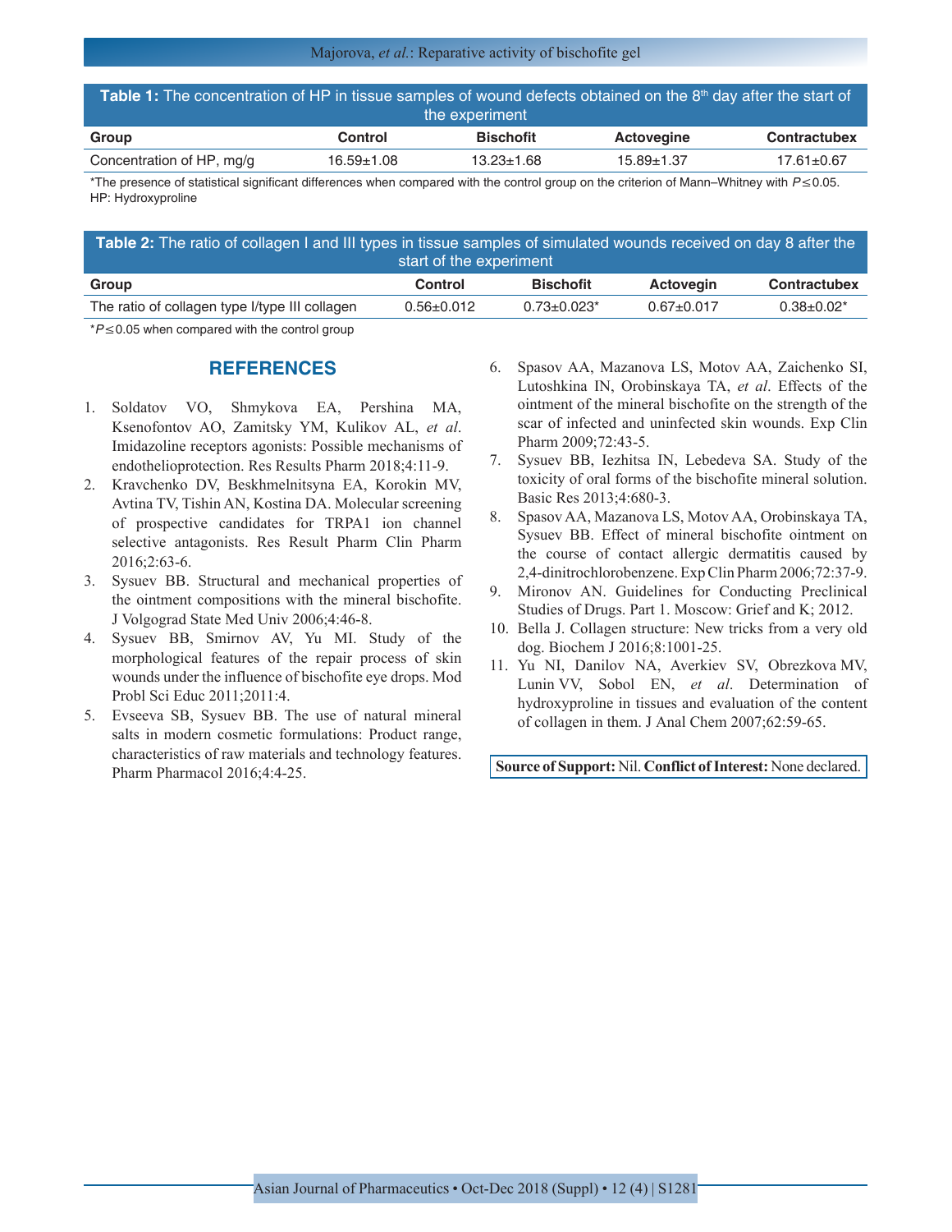**Table 1:** The concentration of HP in tissue samples of wound defects obtained on the 8th day after the start of the experiment

| Group | Control | Bischofit | Actovegine | Contractubex |
|---|---|---|---|---|
| Concentration of HP, mg/g | 16.59±1.08 | 13.23±1.68 | 15.89±1.37 | 17.61±0.67 |

*The presence of statistical significant differences when compared with the control group on the criterion of Mann–Whitney with $P \leq 0.05$. HP: Hydroxyproline

**Table 2:** The ratio of collagen I and III types in tissue samples of simulated wounds received on day 8 after the start of the experiment

| Group | Control | Bischofit | Actovegin | Contractubex |
|---|---|---|---|---|
| The ratio of collagen type I/type III collagen | 0.56±0.012 | 0.73±0.023* | 0.67±0.017 | 0.38±0.02* |

*$P \leq 0.05$ when compared with the control group

## REFERENCES

1. Soldatov VO, Shmykova EA, Pershina MA, Ksenofontov AO, Zamitsky YM, Kulikov AL, *et al*. Imidazoline receptors agonists: Possible mechanisms of endothelioprotection. Res Results Pharm 2018;4:11-9.
2. Kravchenko DV, Beskhmelnitsyna EA, Korokin MV, Avtina TV, Tishin AN, Kostina DA. Molecular screening of prospective candidates for TRPA1 ion channel selective antagonists. Res Result Pharm Clin Pharm 2016;2:63-6.
3. Sysuev BB. Structural and mechanical properties of the ointment compositions with the mineral bischofite. J Volgograd State Med Univ 2006;4:46-8.
4. Sysuev BB, Smirnov AV, Yu MI. Study of the morphological features of the repair process of skin wounds under the influence of bischofite eye drops. Mod Probl Sci Educ 2011;2011:4.
5. Evseeva SB, Sysuev BB. The use of natural mineral salts in modern cosmetic formulations: Product range, characteristics of raw materials and technology features. Pharm Pharmacol 2016;4:4-25.
6. Spasov AA, Mazanova LS, Motov AA, Zaichenko SI, Lutoshkina IN, Orobinskaya TA, *et al*. Effects of the ointment of the mineral bischofite on the strength of the scar of infected and uninfected skin wounds. Exp Clin Pharm 2009;72:43-5.
7. Sysuev BB, Iezhitsa IN, Lebedeva SA. Study of the toxicity of oral forms of the bischofite mineral solution. Basic Res 2013;4:680-3.
8. Spasov AA, Mazanova LS, Motov AA, Orobinskaya TA, Sysuev BB. Effect of mineral bischofite ointment on the course of contact allergic dermatitis caused by 2,4-dinitrochlorobenzene. Exp Clin Pharm 2006;72:37-9.
9. Mironov AN. Guidelines for Conducting Preclinical Studies of Drugs. Part 1. Moscow: Grief and K; 2012.
10. Bella J. Collagen structure: New tricks from a very old dog. Biochem J 2016;8:1001-25.
11. Yu NI, Danilov NA, Averkiev SV, Obrezkova MV, Lunin VV, Sobol EN, *et al*. Determination of hydroxyproline in tissues and evaluation of the content of collagen in them. J Anal Chem 2007;62:59-65.

**Source of Support:** Nil. **Conflict of Interest:** None declared.